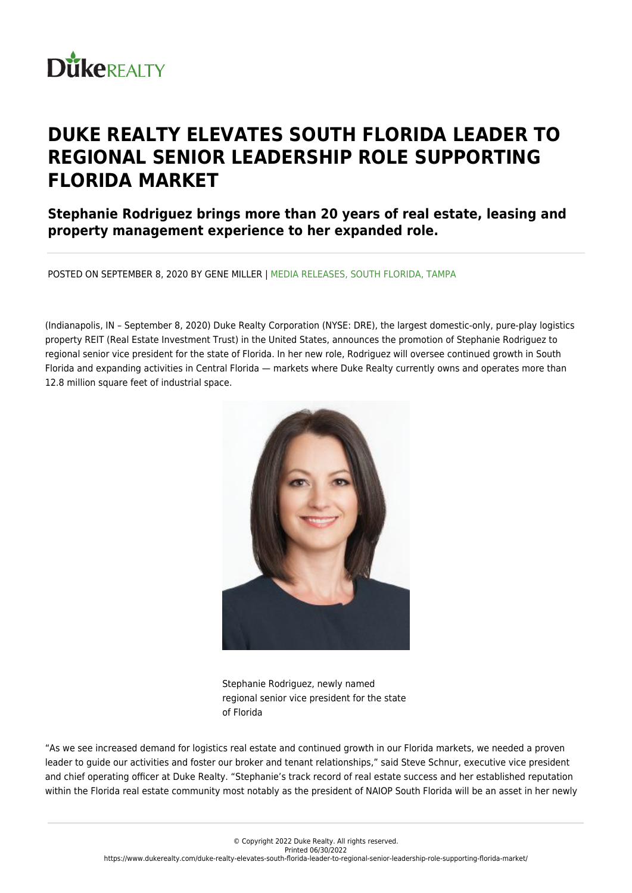# DUKE REALTY ELEVATES SOUTH FLORIDA LEADER TO REGIONAL SENIOR LEADERSHIP ROLE SUPPORTING FLORIDA MARKET

## Stephanie Rodriguez brings more than 20 years of real estate, leasing and property management experience to her expanded role.

POSTED ON SEPTEMBER 8, 2020 BY GENE MILLER | MEDIA RELEASES, SOUTH FLORIDA, TAMPA

(Indianapolis, IN – September 8, 2020) Duke Realty Corporation (NYSE: DRE), the largest domestic-only, pure-play logistics property REIT (Real Estate Investment Trust) in the United States, announces the promotion of Stephanie Rodriguez to regional senior vice president for the state of Florida. In her new role, Rodriguez will oversee continued growth in South Florida and expanding activities in Central Florida — markets where Duke Realty currently owns and operates more than 12.8 million square feet of industrial space.

Stephanie Rodriguez, newly named regional senior vice president for the state of Florida

“As we see increased demand for logistics real estate and continued growth in our Florida markets, we needed a proven leader to guide our activities and foster our broker and tenant relationships,” said Steve Schnur, executive vice president and chief operating officer at Duke Realty. “Stephanie’s track record of real estate success and her established reputation within the Florida real estate community most notably as the president of NAIOP South Florida will be an asset in her newly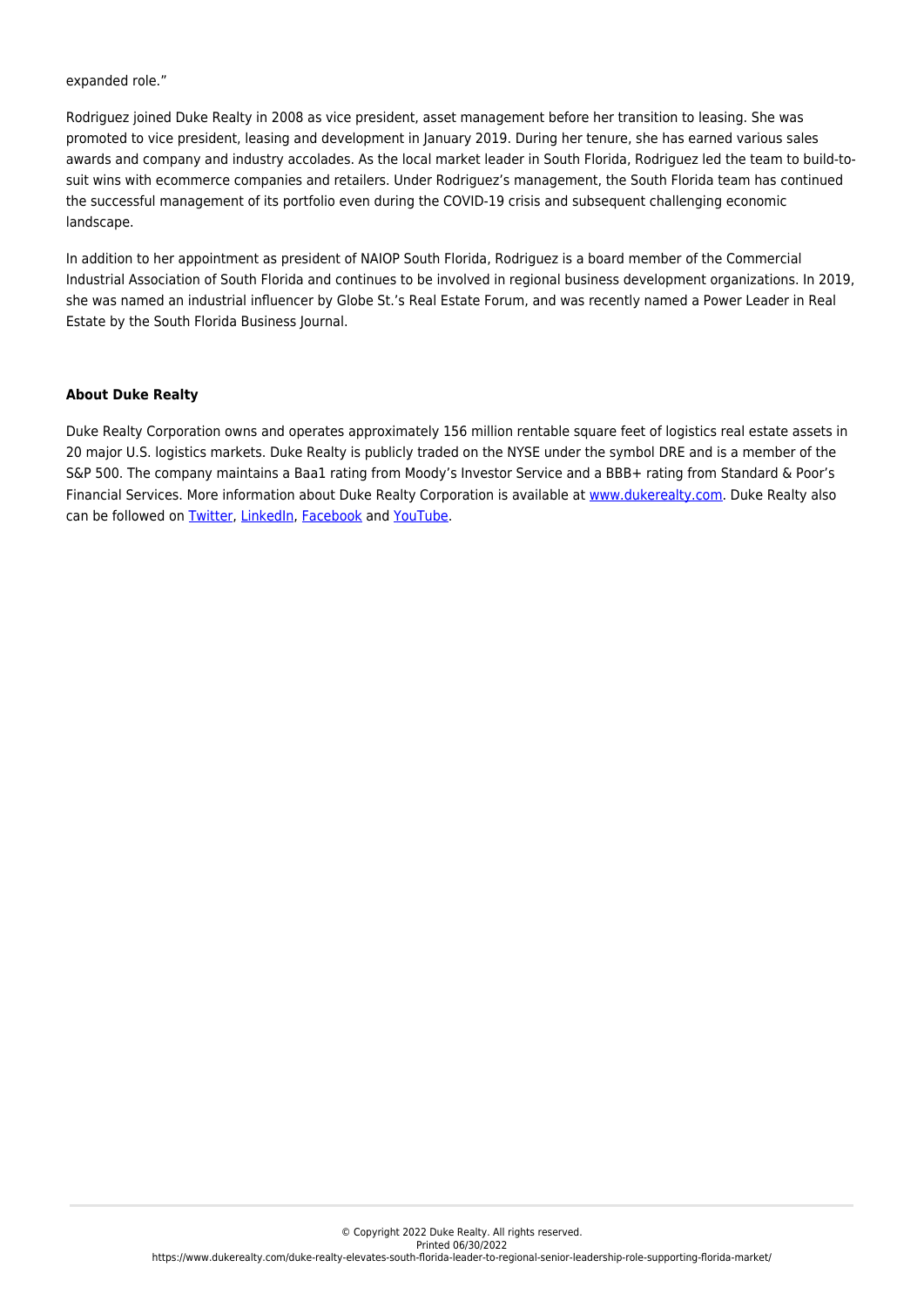expanded role."

Rodriguez joined Duke Realty in 2008 as vice president, asset management before her transition to leasing. She was promoted to vice president, leasing and development in January 2019. During her tenure, she has earned various sales awards and company and industry accolades. As the local market leader in South Florida, Rodriguez led the team to build-to-suit wins with ecommerce companies and retailers. Under Rodriguez's management, the South Florida team has continued the successful management of its portfolio even during the COVID-19 crisis and subsequent challenging economic landscape.

In addition to her appointment as president of NAIOP South Florida, Rodriguez is a board member of the Commercial Industrial Association of South Florida and continues to be involved in regional business development organizations. In 2019, she was named an industrial influencer by Globe St.'s Real Estate Forum, and was recently named a Power Leader in Real Estate by the South Florida Business Journal.

**About Duke Realty**

Duke Realty Corporation owns and operates approximately 156 million rentable square feet of logistics real estate assets in 20 major U.S. logistics markets. Duke Realty is publicly traded on the NYSE under the symbol DRE and is a member of the S&P 500. The company maintains a Baa1 rating from Moody's Investor Service and a BBB+ rating from Standard & Poor's Financial Services. More information about Duke Realty Corporation is available at [www.dukerealty.com](http://www.dukerealty.com). Duke Realty also can be followed on [Twitter](), [LinkedIn](), [Facebook]() and [YouTube]().